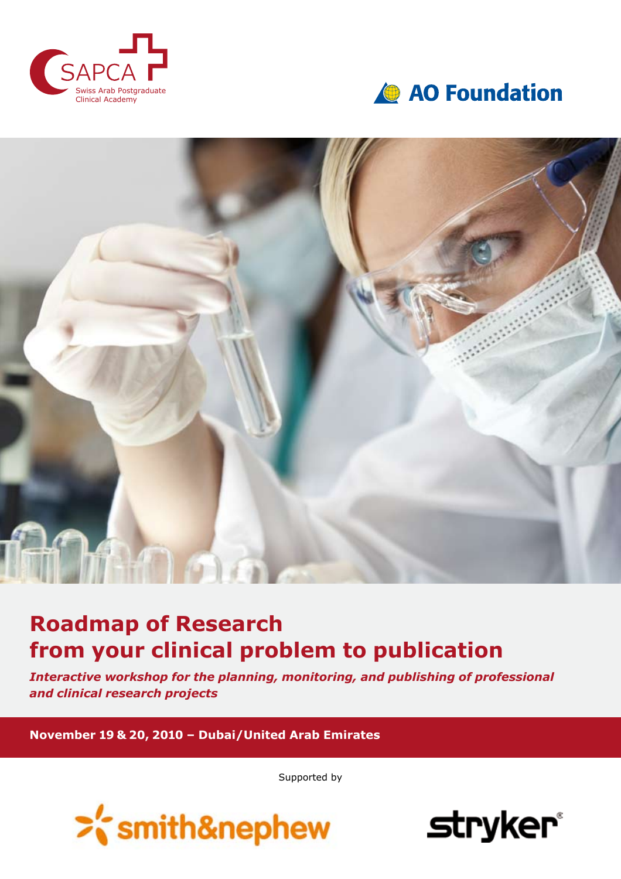SAPCA
Swiss Arab Postgraduate
Clinical Academy

AO Foundation

# Roadmap of Research from your clinical problem to publication

***Interactive workshop for the planning, monitoring, and publishing of professional and clinical research projects***

**November 19 & 20, 2010 – Dubai/United Arab Emirates**

Supported by

smith&nephew

stryker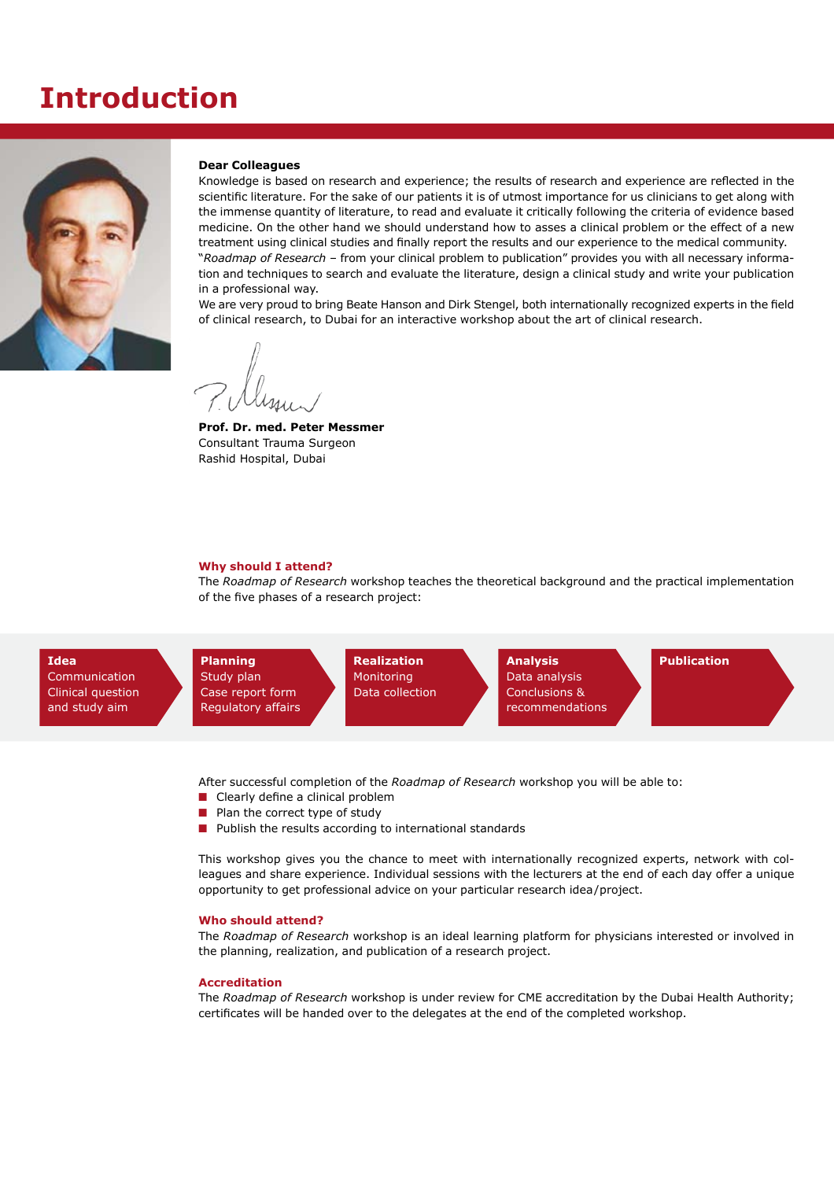# Introduction

**Dear Colleagues**

Knowledge is based on research and experience; the results of research and experience are reflected in the scientific literature. For the sake of our patients it is of utmost importance for us clinicians to get along with the immense quantity of literature, to read and evaluate it critically following the criteria of evidence based medicine. On the other hand we should understand how to asses a clinical problem or the effect of a new treatment using clinical studies and finally report the results and our experience to the medical community.

"*Roadmap of Research* – from your clinical problem to publication" provides you with all necessary information and techniques to search and evaluate the literature, design a clinical study and write your publication in a professional way.

We are very proud to bring Beate Hanson and Dirk Stengel, both internationally recognized experts in the field of clinical research, to Dubai for an interactive workshop about the art of clinical research.

**Prof. Dr. med. Peter Messmer**
Consultant Trauma Surgeon
Rashid Hospital, Dubai

### Why should I attend?

The *Roadmap of Research* workshop teaches the theoretical background and the practical implementation of the five phases of a research project:

- **Idea** – Communication, Clinical question and study aim
- **Planning** – Study plan, Case report form, Regulatory affairs
- **Realization** – Monitoring, Data collection
- **Analysis** – Data analysis, Conclusions & recommendations
- **Publication**

After successful completion of the *Roadmap of Research* workshop you will be able to:

- Clearly define a clinical problem
- Plan the correct type of study
- Publish the results according to international standards

This workshop gives you the chance to meet with internationally recognized experts, network with colleagues and share experience. Individual sessions with the lecturers at the end of each day offer a unique opportunity to get professional advice on your particular research idea/project.

### Who should attend?

The *Roadmap of Research* workshop is an ideal learning platform for physicians interested or involved in the planning, realization, and publication of a research project.

### Accreditation

The *Roadmap of Research* workshop is under review for CME accreditation by the Dubai Health Authority; certificates will be handed over to the delegates at the end of the completed workshop.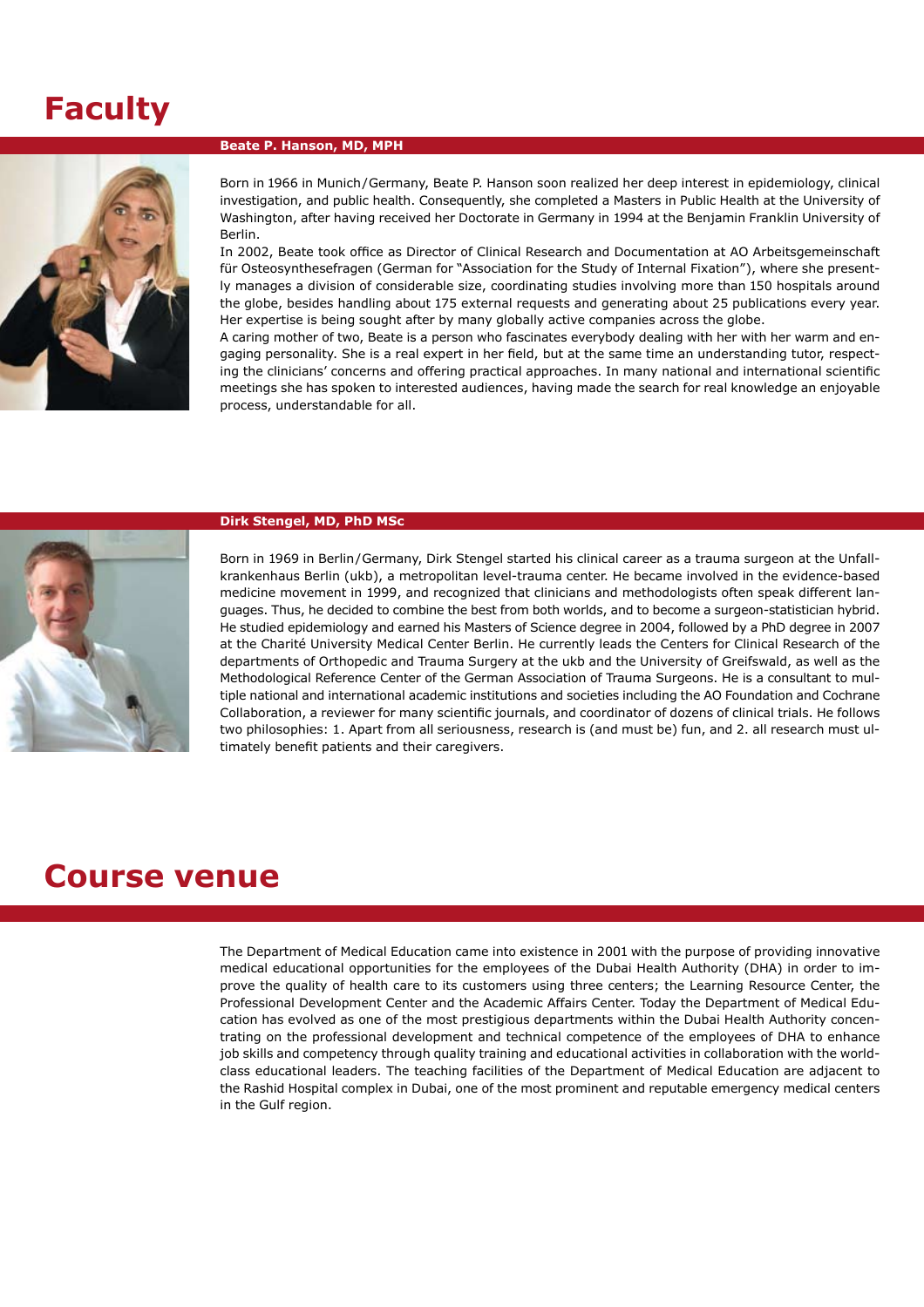# Faculty

### Beate P. Hanson, MD, MPH

Born in 1966 in Munich/Germany, Beate P. Hanson soon realized her deep interest in epidemiology, clinical investigation, and public health. Consequently, she completed a Masters in Public Health at the University of Washington, after having received her Doctorate in Germany in 1994 at the Benjamin Franklin University of Berlin.

In 2002, Beate took office as Director of Clinical Research and Documentation at AO Arbeitsgemeinschaft für Osteosynthesefragen (German for "Association for the Study of Internal Fixation"), where she presently manages a division of considerable size, coordinating studies involving more than 150 hospitals around the globe, besides handling about 175 external requests and generating about 25 publications every year. Her expertise is being sought after by many globally active companies across the globe.

A caring mother of two, Beate is a person who fascinates everybody dealing with her with her warm and engaging personality. She is a real expert in her field, but at the same time an understanding tutor, respecting the clinicians' concerns and offering practical approaches. In many national and international scientific meetings she has spoken to interested audiences, having made the search for real knowledge an enjoyable process, understandable for all.

### Dirk Stengel, MD, PhD MSc

Born in 1969 in Berlin/Germany, Dirk Stengel started his clinical career as a trauma surgeon at the Unfallkrankenhaus Berlin (ukb), a metropolitan level-trauma center. He became involved in the evidence-based medicine movement in 1999, and recognized that clinicians and methodologists often speak different languages. Thus, he decided to combine the best from both worlds, and to become a surgeon-statistician hybrid. He studied epidemiology and earned his Masters of Science degree in 2004, followed by a PhD degree in 2007 at the Charité University Medical Center Berlin. He currently leads the Centers for Clinical Research of the departments of Orthopedic and Trauma Surgery at the ukb and the University of Greifswald, as well as the Methodological Reference Center of the German Association of Trauma Surgeons. He is a consultant to multiple national and international academic institutions and societies including the AO Foundation and Cochrane Collaboration, a reviewer for many scientific journals, and coordinator of dozens of clinical trials. He follows two philosophies: 1. Apart from all seriousness, research is (and must be) fun, and 2. all research must ultimately benefit patients and their caregivers.

# Course venue

The Department of Medical Education came into existence in 2001 with the purpose of providing innovative medical educational opportunities for the employees of the Dubai Health Authority (DHA) in order to improve the quality of health care to its customers using three centers; the Learning Resource Center, the Professional Development Center and the Academic Affairs Center. Today the Department of Medical Education has evolved as one of the most prestigious departments within the Dubai Health Authority concentrating on the professional development and technical competence of the employees of DHA to enhance job skills and competency through quality training and educational activities in collaboration with the world-class educational leaders. The teaching facilities of the Department of Medical Education are adjacent to the Rashid Hospital complex in Dubai, one of the most prominent and reputable emergency medical centers in the Gulf region.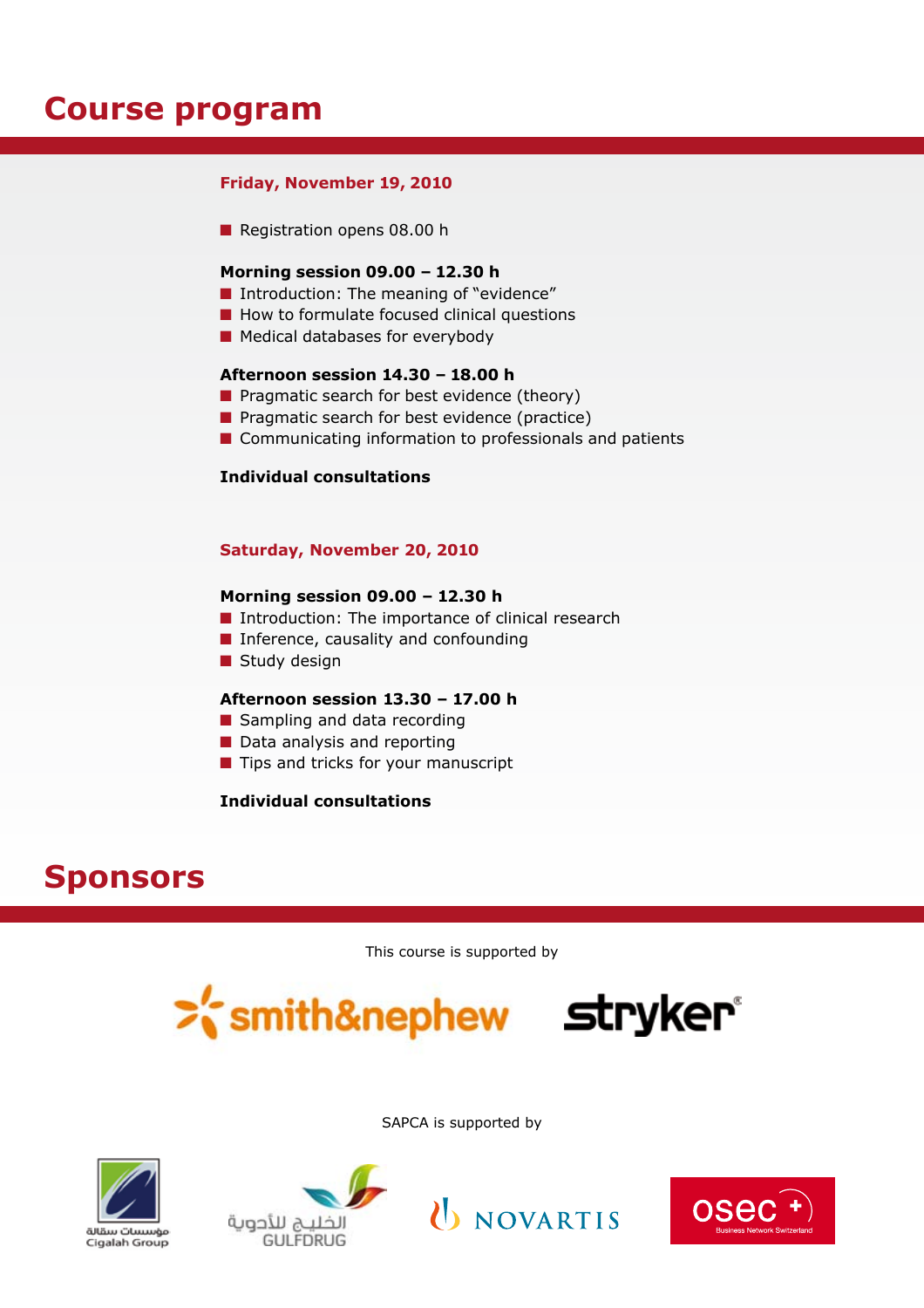# Course program

### Friday, November 19, 2010

- Registration opens 08.00 h

**Morning session 09.00 – 12.30 h**

- Introduction: The meaning of "evidence"
- How to formulate focused clinical questions
- Medical databases for everybody

**Afternoon session 14.30 – 18.00 h**

- Pragmatic search for best evidence (theory)
- Pragmatic search for best evidence (practice)
- Communicating information to professionals and patients

**Individual consultations**

### Saturday, November 20, 2010

**Morning session 09.00 – 12.30 h**

- Introduction: The importance of clinical research
- Inference, causality and confounding
- Study design

**Afternoon session 13.30 – 17.00 h**

- Sampling and data recording
- Data analysis and reporting
- Tips and tricks for your manuscript

**Individual consultations**

# Sponsors

This course is supported by

smith&nephew stryker

SAPCA is supported by

مؤسسات سقالة Cigalah Group

الخليج للأدوية GULFDRUG

NOVARTIS

osec Business Network Switzerland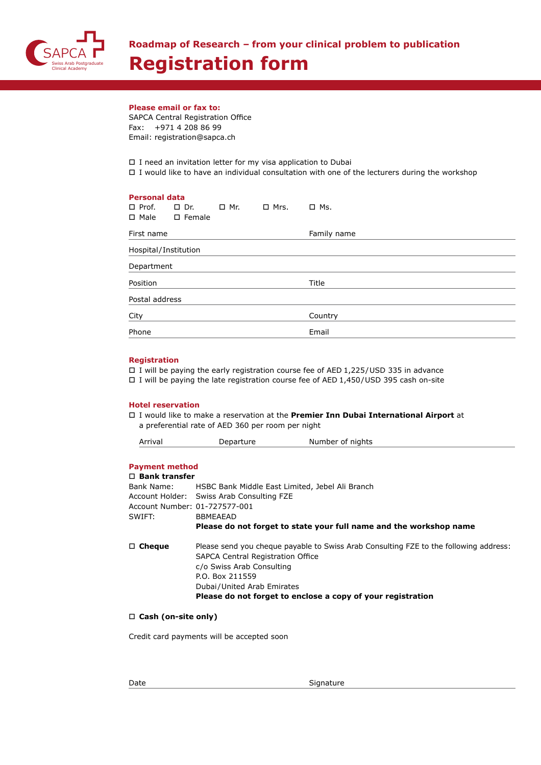SAPCA
Swiss Arab Postgraduate Clinical Academy

## Roadmap of Research – from your clinical problem to publication

# Registration form

**Please email or fax to:**
SAPCA Central Registration Office
Fax: +971 4 208 86 99
Email: registration@sapca.ch

☐ I need an invitation letter for my visa application to Dubai
☐ I would like to have an individual consultation with one of the lecturers during the workshop

**Personal data**

☐ Prof. ☐ Dr. ☐ Mr. ☐ Mrs. ☐ Ms.
☐ Male ☐ Female

First name ______________________ Family name ______________________

Hospital/Institution ______________________

Department ______________________

Position ______________________ Title ______________________

Postal address ______________________

City ______________________ Country ______________________

Phone ______________________ Email ______________________

**Registration**

☐ I will be paying the early registration course fee of AED 1,225/USD 335 in advance
☐ I will be paying the late registration course fee of AED 1,450/USD 395 cash on-site

**Hotel reservation**

☐ I would like to make a reservation at the **Premier Inn Dubai International Airport** at a preferential rate of AED 360 per room per night

Arrival ____________ Departure ____________ Number of nights ____________

**Payment method**

☐ **Bank transfer**

Bank Name: HSBC Bank Middle East Limited, Jebel Ali Branch
Account Holder: Swiss Arab Consulting FZE
Account Number: 01-727577-001
SWIFT: BBMEAEAD
**Please do not forget to state your full name and the workshop name**

☐ **Cheque**

Please send you cheque payable to Swiss Arab Consulting FZE to the following address:
SAPCA Central Registration Office
c/o Swiss Arab Consulting
P.O. Box 211559
Dubai/United Arab Emirates
**Please do not forget to enclose a copy of your registration**

☐ **Cash (on-site only)**

Credit card payments will be accepted soon

Date ______________________ Signature ______________________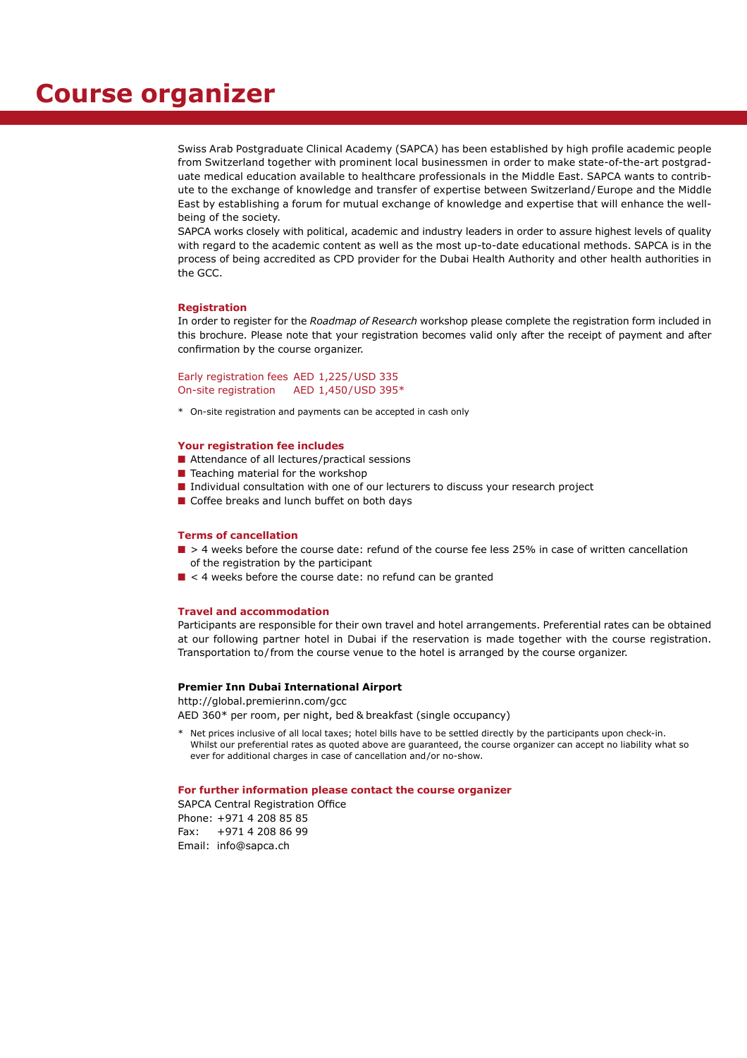# Course organizer

Swiss Arab Postgraduate Clinical Academy (SAPCA) has been established by high profile academic people from Switzerland together with prominent local businessmen in order to make state-of-the-art postgraduate medical education available to healthcare professionals in the Middle East. SAPCA wants to contribute to the exchange of knowledge and transfer of expertise between Switzerland / Europe and the Middle East by establishing a forum for mutual exchange of knowledge and expertise that will enhance the well-being of the society.
SAPCA works closely with political, academic and industry leaders in order to assure highest levels of quality with regard to the academic content as well as the most up-to-date educational methods. SAPCA is in the process of being accredited as CPD provider for the Dubai Health Authority and other health authorities in the GCC.

### Registration

In order to register for the *Roadmap of Research* workshop please complete the registration form included in this brochure. Please note that your registration becomes valid only after the receipt of payment and after confirmation by the course organizer.

Early registration fees AED 1,225 / USD 335
On-site registration AED 1,450 / USD 395*

\* On-site registration and payments can be accepted in cash only

### Your registration fee includes

- Attendance of all lectures / practical sessions
- Teaching material for the workshop
- Individual consultation with one of our lecturers to discuss your research project
- Coffee breaks and lunch buffet on both days

### Terms of cancellation

- > 4 weeks before the course date: refund of the course fee less 25% in case of written cancellation of the registration by the participant
- < 4 weeks before the course date: no refund can be granted

### Travel and accommodation

Participants are responsible for their own travel and hotel arrangements. Preferential rates can be obtained at our following partner hotel in Dubai if the reservation is made together with the course registration. Transportation to / from the course venue to the hotel is arranged by the course organizer.

**Premier Inn Dubai International Airport**
http://global.premierinn.com/gcc
AED 360* per room, per night, bed & breakfast (single occupancy)

\* Net prices inclusive of all local taxes; hotel bills have to be settled directly by the participants upon check-in. Whilst our preferential rates as quoted above are guaranteed, the course organizer can accept no liability what so ever for additional charges in case of cancellation and/or no-show.

### For further information please contact the course organizer

SAPCA Central Registration Office
Phone: +971 4 208 85 85
Fax: +971 4 208 86 99
Email: info@sapca.ch